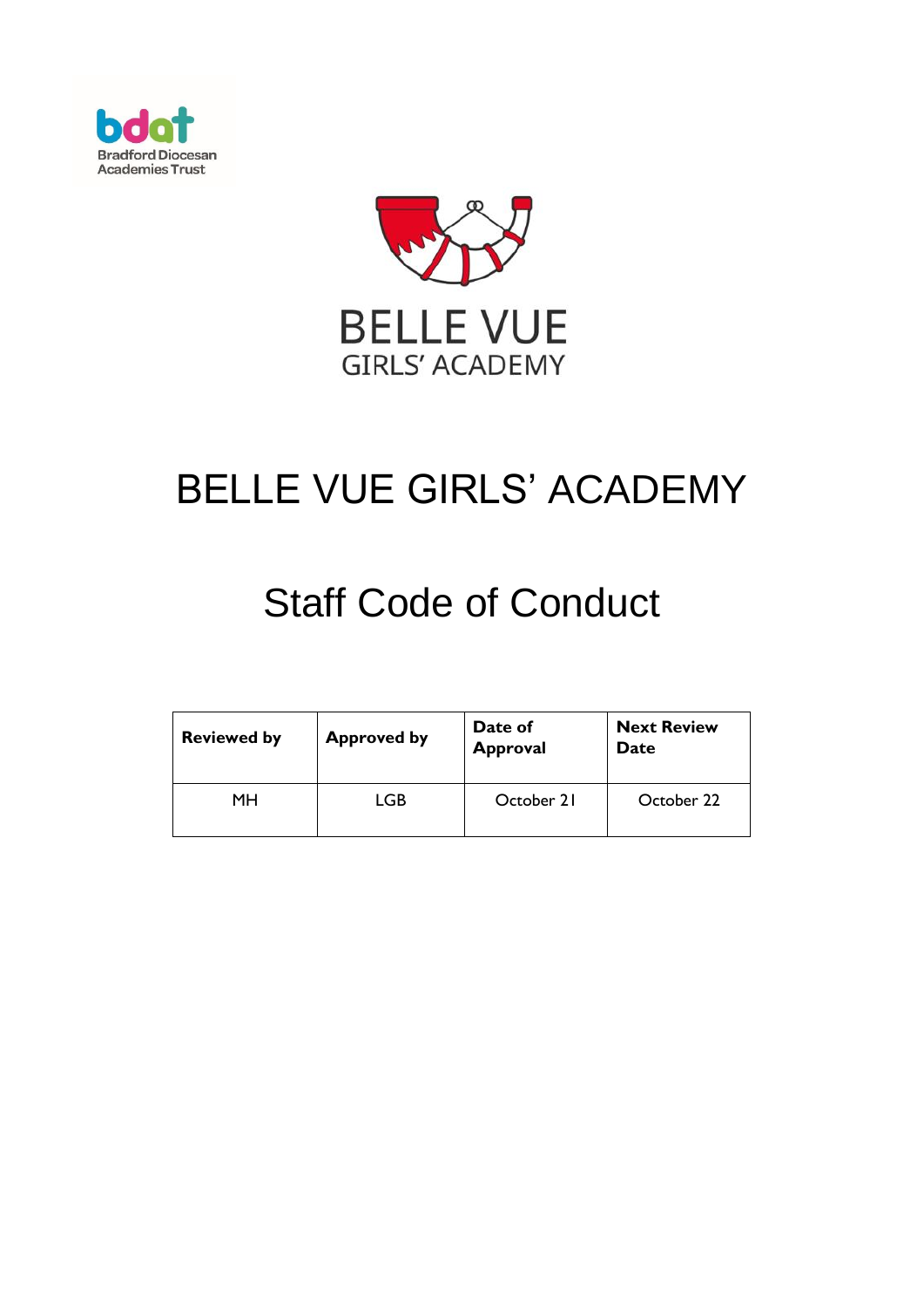# BELLE VUE GIRLS' ACADEMY

## Staff Code of Conduct

| Reviewed by | Approved by | Date of Approval | Next Review Date |
| --- | --- | --- | --- |
| MH | LGB | October 21 | October 22 |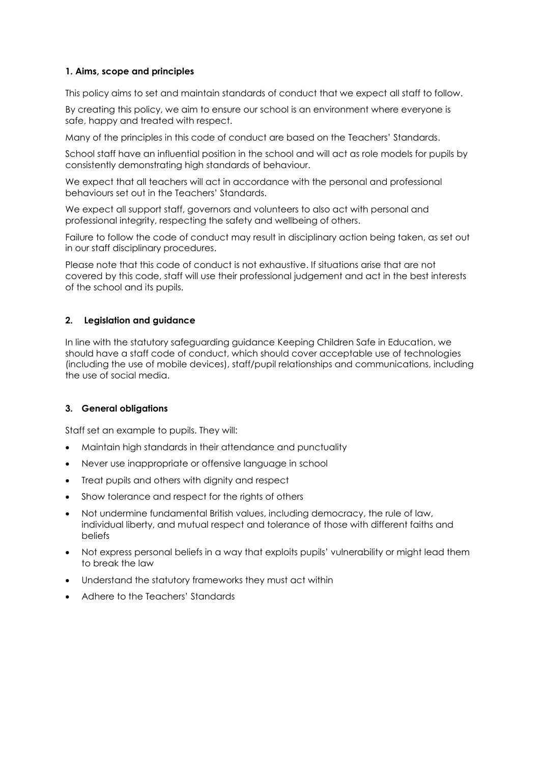### 1. Aims, scope and principles

This policy aims to set and maintain standards of conduct that we expect all staff to follow.

By creating this policy, we aim to ensure our school is an environment where everyone is safe, happy and treated with respect.

Many of the principles in this code of conduct are based on the Teachers' Standards.

School staff have an influential position in the school and will act as role models for pupils by consistently demonstrating high standards of behaviour.

We expect that all teachers will act in accordance with the personal and professional behaviours set out in the Teachers' Standards.

We expect all support staff, governors and volunteers to also act with personal and professional integrity, respecting the safety and wellbeing of others.

Failure to follow the code of conduct may result in disciplinary action being taken, as set out in our staff disciplinary procedures.

Please note that this code of conduct is not exhaustive. If situations arise that are not covered by this code, staff will use their professional judgement and act in the best interests of the school and its pupils.

### 2. Legislation and guidance

In line with the statutory safeguarding guidance Keeping Children Safe in Education, we should have a staff code of conduct, which should cover acceptable use of technologies (including the use of mobile devices), staff/pupil relationships and communications, including the use of social media.

### 3. General obligations

Staff set an example to pupils. They will:

- Maintain high standards in their attendance and punctuality
- Never use inappropriate or offensive language in school
- Treat pupils and others with dignity and respect
- Show tolerance and respect for the rights of others
- Not undermine fundamental British values, including democracy, the rule of law, individual liberty, and mutual respect and tolerance of those with different faiths and beliefs
- Not express personal beliefs in a way that exploits pupils' vulnerability or might lead them to break the law
- Understand the statutory frameworks they must act within
- Adhere to the Teachers' Standards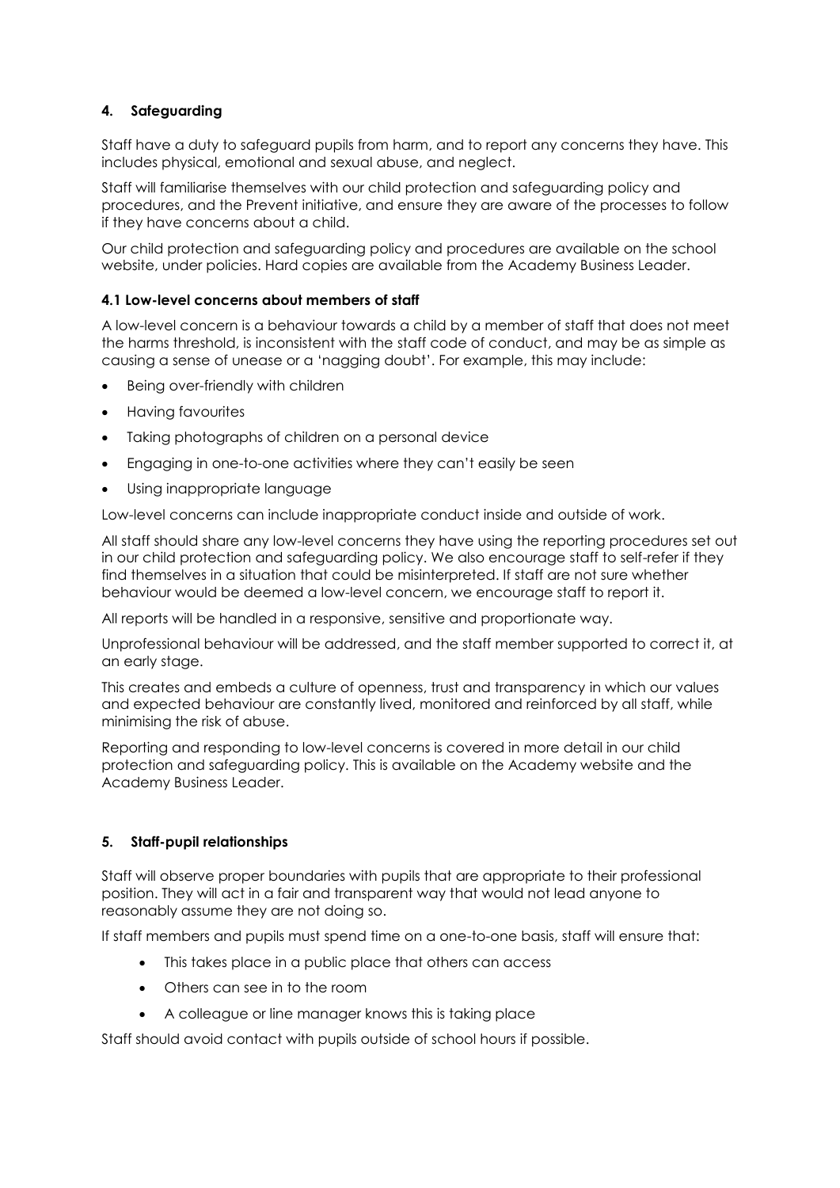## 4. Safeguarding

Staff have a duty to safeguard pupils from harm, and to report any concerns they have. This includes physical, emotional and sexual abuse, and neglect.

Staff will familiarise themselves with our child protection and safeguarding policy and procedures, and the Prevent initiative, and ensure they are aware of the processes to follow if they have concerns about a child.

Our child protection and safeguarding policy and procedures are available on the school website, under policies. Hard copies are available from the Academy Business Leader.

### 4.1 Low-level concerns about members of staff

A low-level concern is a behaviour towards a child by a member of staff that does not meet the harms threshold, is inconsistent with the staff code of conduct, and may be as simple as causing a sense of unease or a 'nagging doubt'. For example, this may include:

- Being over-friendly with children
- Having favourites
- Taking photographs of children on a personal device
- Engaging in one-to-one activities where they can't easily be seen
- Using inappropriate language

Low-level concerns can include inappropriate conduct inside and outside of work.

All staff should share any low-level concerns they have using the reporting procedures set out in our child protection and safeguarding policy. We also encourage staff to self-refer if they find themselves in a situation that could be misinterpreted. If staff are not sure whether behaviour would be deemed a low-level concern, we encourage staff to report it.

All reports will be handled in a responsive, sensitive and proportionate way.

Unprofessional behaviour will be addressed, and the staff member supported to correct it, at an early stage.

This creates and embeds a culture of openness, trust and transparency in which our values and expected behaviour are constantly lived, monitored and reinforced by all staff, while minimising the risk of abuse.

Reporting and responding to low-level concerns is covered in more detail in our child protection and safeguarding policy. This is available on the Academy website and the Academy Business Leader.

## 5. Staff-pupil relationships

Staff will observe proper boundaries with pupils that are appropriate to their professional position. They will act in a fair and transparent way that would not lead anyone to reasonably assume they are not doing so.

If staff members and pupils must spend time on a one-to-one basis, staff will ensure that:

- This takes place in a public place that others can access
- Others can see in to the room
- A colleague or line manager knows this is taking place

Staff should avoid contact with pupils outside of school hours if possible.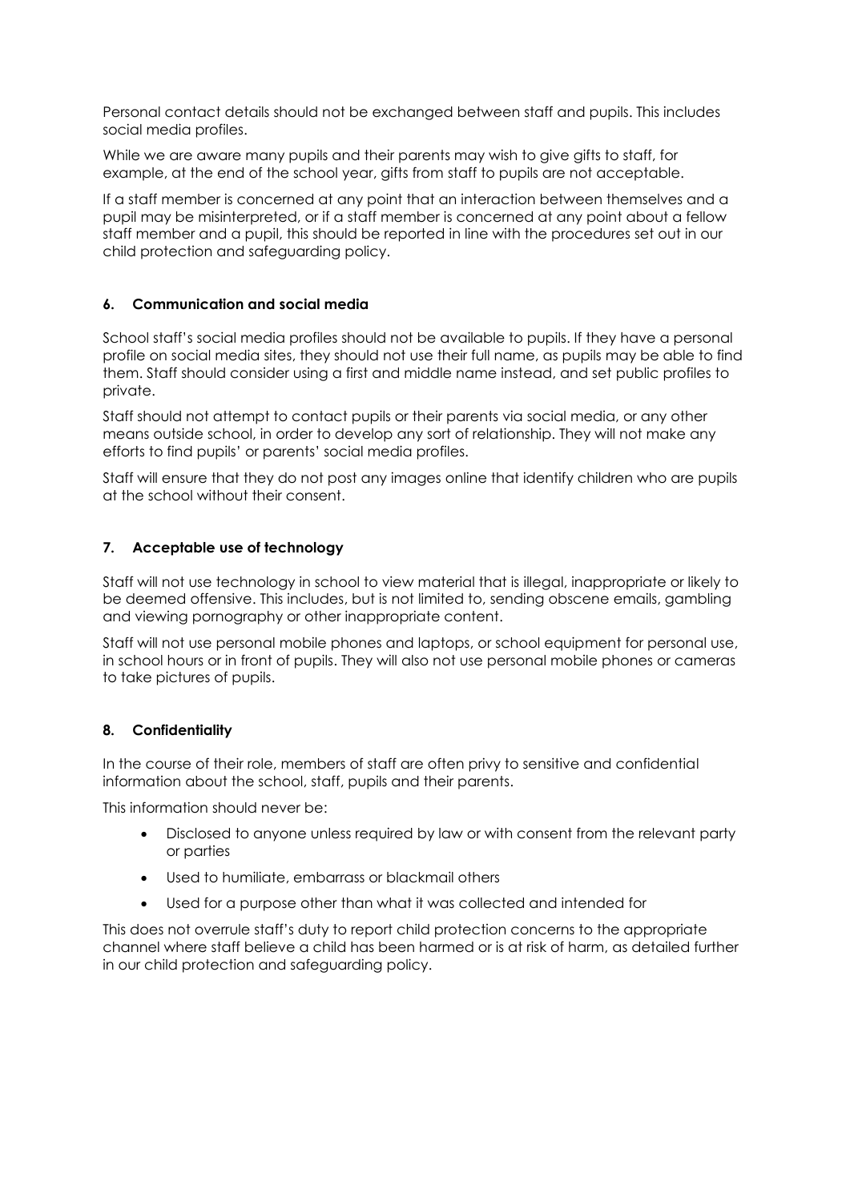Personal contact details should not be exchanged between staff and pupils. This includes social media profiles.

While we are aware many pupils and their parents may wish to give gifts to staff, for example, at the end of the school year, gifts from staff to pupils are not acceptable.

If a staff member is concerned at any point that an interaction between themselves and a pupil may be misinterpreted, or if a staff member is concerned at any point about a fellow staff member and a pupil, this should be reported in line with the procedures set out in our child protection and safeguarding policy.

## 6. Communication and social media

School staff's social media profiles should not be available to pupils. If they have a personal profile on social media sites, they should not use their full name, as pupils may be able to find them. Staff should consider using a first and middle name instead, and set public profiles to private.

Staff should not attempt to contact pupils or their parents via social media, or any other means outside school, in order to develop any sort of relationship. They will not make any efforts to find pupils' or parents' social media profiles.

Staff will ensure that they do not post any images online that identify children who are pupils at the school without their consent.

## 7. Acceptable use of technology

Staff will not use technology in school to view material that is illegal, inappropriate or likely to be deemed offensive. This includes, but is not limited to, sending obscene emails, gambling and viewing pornography or other inappropriate content.

Staff will not use personal mobile phones and laptops, or school equipment for personal use, in school hours or in front of pupils. They will also not use personal mobile phones or cameras to take pictures of pupils.

## 8. Confidentiality

In the course of their role, members of staff are often privy to sensitive and confidential information about the school, staff, pupils and their parents.

This information should never be:

- Disclosed to anyone unless required by law or with consent from the relevant party or parties
- Used to humiliate, embarrass or blackmail others
- Used for a purpose other than what it was collected and intended for

This does not overrule staff's duty to report child protection concerns to the appropriate channel where staff believe a child has been harmed or is at risk of harm, as detailed further in our child protection and safeguarding policy.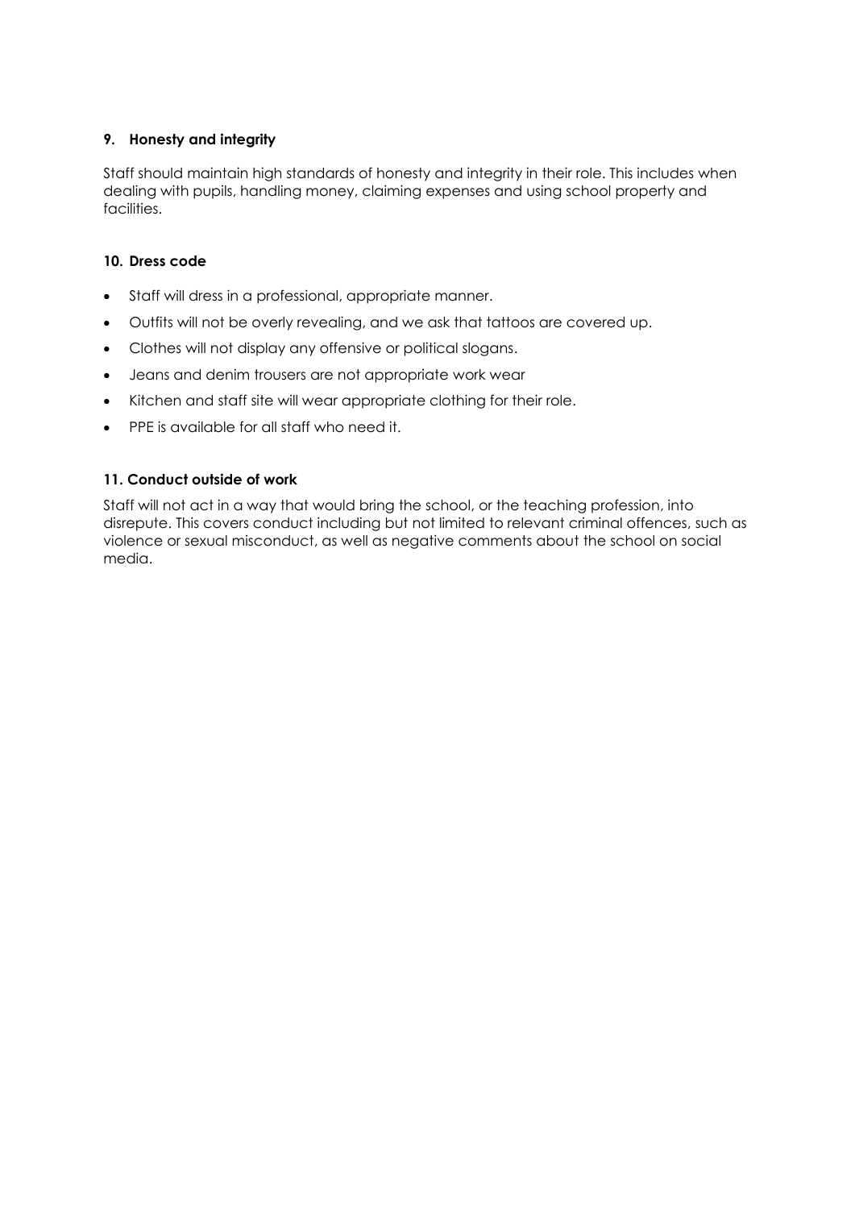## 9. Honesty and integrity

Staff should maintain high standards of honesty and integrity in their role. This includes when dealing with pupils, handling money, claiming expenses and using school property and facilities.

## 10. Dress code

- Staff will dress in a professional, appropriate manner.
- Outfits will not be overly revealing, and we ask that tattoos are covered up.
- Clothes will not display any offensive or political slogans.
- Jeans and denim trousers are not appropriate work wear
- Kitchen and staff site will wear appropriate clothing for their role.
- PPE is available for all staff who need it.

## 11. Conduct outside of work

Staff will not act in a way that would bring the school, or the teaching profession, into disrepute. This covers conduct including but not limited to relevant criminal offences, such as violence or sexual misconduct, as well as negative comments about the school on social media.